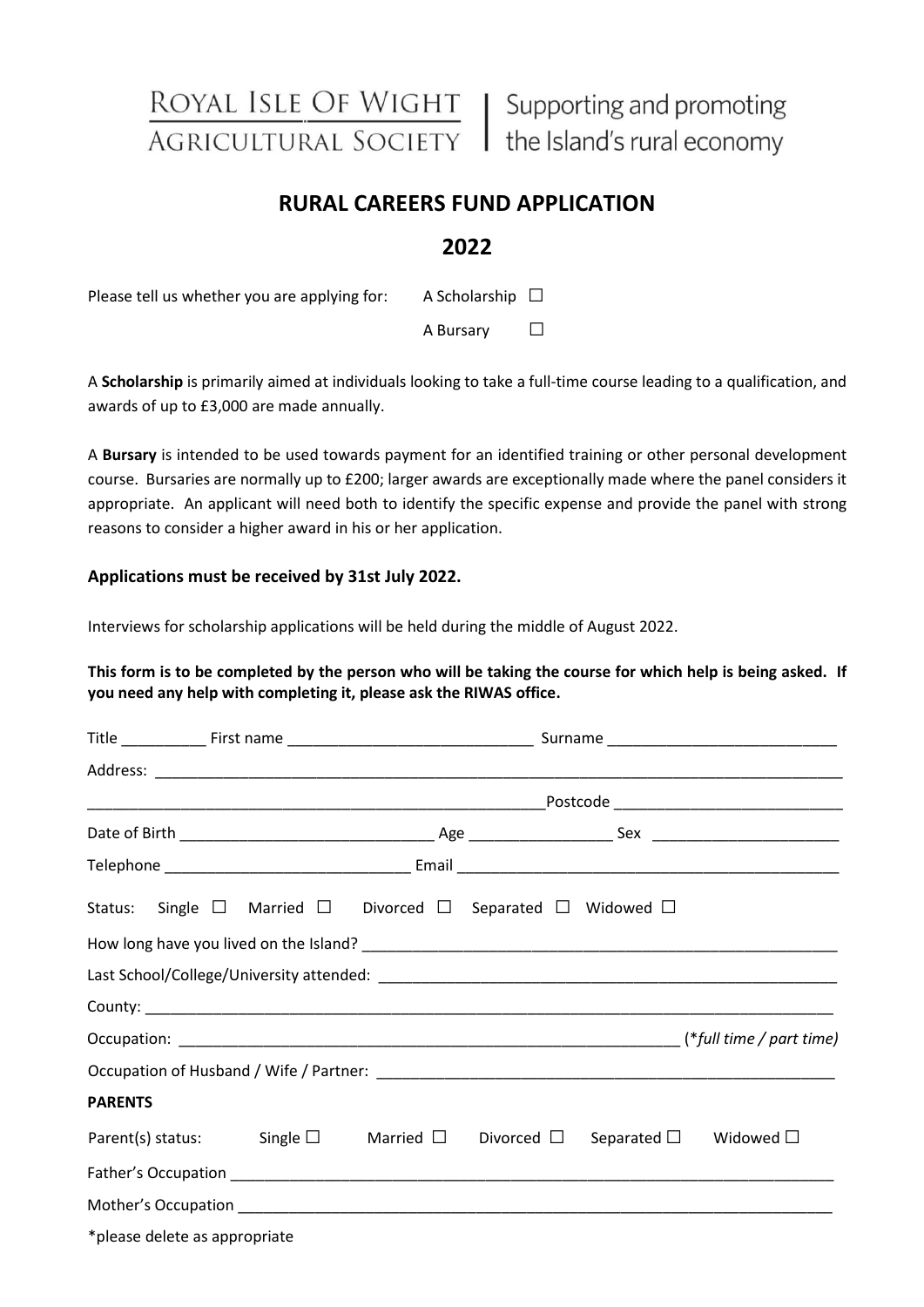ROYAL ISLE OF WIGHT AGRICULTURAL SOCIETY | Supporting and promoting the Island's rural economy

# RURAL CAREERS FUND APPLICATION

## 2022

Please tell us whether you are applying for: A Scholarship ☐

A Bursary ☐

A **Scholarship** is primarily aimed at individuals looking to take a full-time course leading to a qualification, and awards of up to £3,000 are made annually.

A **Bursary** is intended to be used towards payment for an identified training or other personal development course. Bursaries are normally up to £200; larger awards are exceptionally made where the panel considers it appropriate. An applicant will need both to identify the specific expense and provide the panel with strong reasons to consider a higher award in his or her application.

**Applications must be received by 31st July 2022.**

Interviews for scholarship applications will be held during the middle of August 2022.

**This form is to be completed by the person who will be taking the course for which help is being asked. If you need any help with completing it, please ask the RIWAS office.**

Title __________ First name ____________________________ Surname __________________________

Address: ____________________________________________________________________________

______________________________________________________Postcode __________________________

Date of Birth _____________________________ Age ________________ Sex ______________________

Telephone ____________________________ Email ____________________________________________

Status: Single ☐ Married ☐ Divorced ☐ Separated ☐ Widowed ☐

How long have you lived on the Island? ______________________________________________________

Last School/College/University attended: _____________________________________________________

County: _______________________________________________________________________________

Occupation: _____________________________________________________ (**full time / part time*)

Occupation of Husband / Wife / Partner: ______________________________________________________

**PARENTS**

Parent(s) status: Single ☐ Married ☐ Divorced ☐ Separated ☐ Widowed ☐

Father's Occupation _____________________________________________________________________

Mother's Occupation _____________________________________________________________________

*please delete as appropriate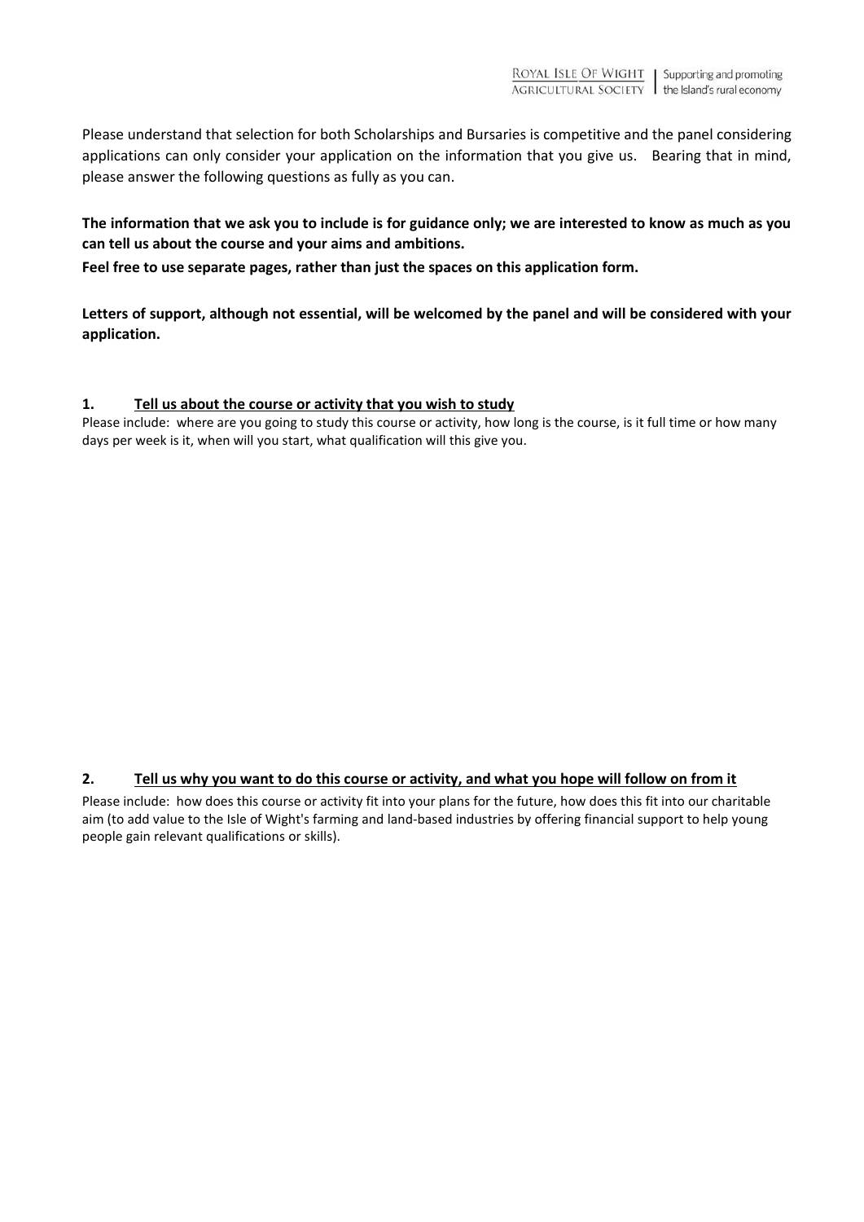Please understand that selection for both Scholarships and Bursaries is competitive and the panel considering applications can only consider your application on the information that you give us. Bearing that in mind, please answer the following questions as fully as you can.

**The information that we ask you to include is for guidance only; we are interested to know as much as you can tell us about the course and your aims and ambitions.**

**Feel free to use separate pages, rather than just the spaces on this application form.**

**Letters of support, although not essential, will be welcomed by the panel and will be considered with your application.**

## 1. Tell us about the course or activity that you wish to study

Please include: where are you going to study this course or activity, how long is the course, is it full time or how many days per week is it, when will you start, what qualification will this give you.

## 2. Tell us why you want to do this course or activity, and what you hope will follow on from it

Please include: how does this course or activity fit into your plans for the future, how does this fit into our charitable aim (to add value to the Isle of Wight's farming and land-based industries by offering financial support to help young people gain relevant qualifications or skills).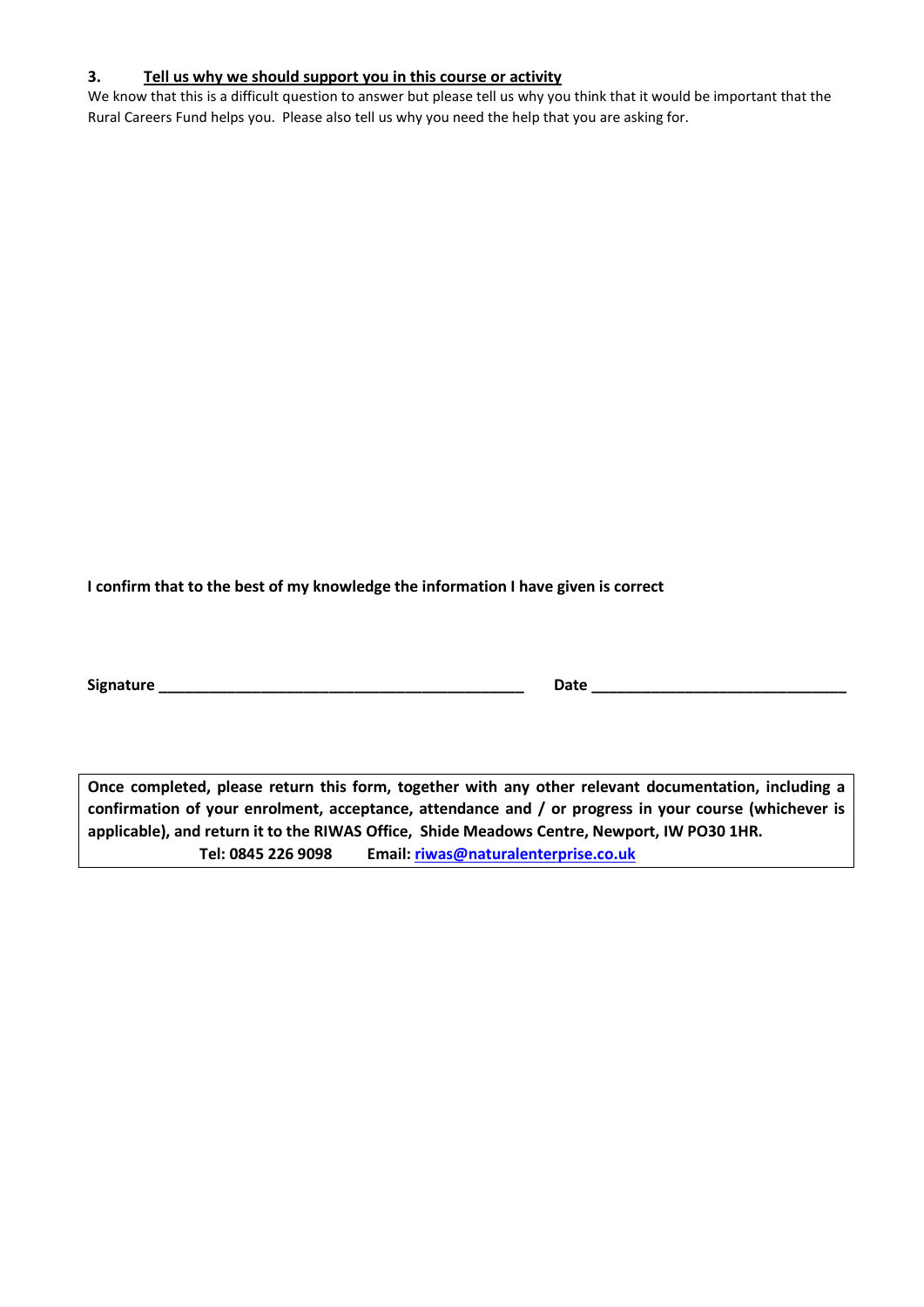### 3. Tell us why we should support you in this course or activity

We know that this is a difficult question to answer but please tell us why you think that it would be important that the Rural Careers Fund helps you. Please also tell us why you need the help that you are asking for.

**I confirm that to the best of my knowledge the information I have given is correct**

**Signature** ____________________________________________ **Date** ______________________________

**Once completed, please return this form, together with any other relevant documentation, including a confirmation of your enrolment, acceptance, attendance and / or progress in your course (whichever is applicable), and return it to the RIWAS Office, Shide Meadows Centre, Newport, IW PO30 1HR.**
**Tel: 0845 226 9098 Email: riwas@naturalenterprise.co.uk**